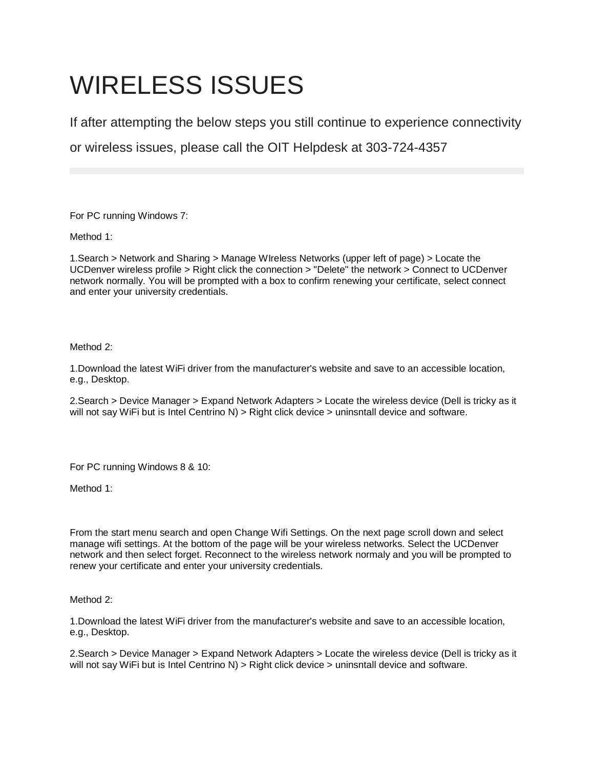# WIRELESS ISSUES

If after attempting the below steps you still continue to experience connectivity or wireless issues, please call the OIT Helpdesk at 303-724-4357

---

For PC running Windows 7:

Method 1:

1.Search > Network and Sharing > Manage WIreless Networks (upper left of page) > Locate the UCDenver wireless profile > Right click the connection > "Delete" the network > Connect to UCDenver network normally. You will be prompted with a box to confirm renewing your certificate, select connect and enter your university credentials.

Method 2:

1.Download the latest WiFi driver from the manufacturer's website and save to an accessible location, e.g., Desktop.

2.Search > Device Manager > Expand Network Adapters > Locate the wireless device (Dell is tricky as it will not say WiFi but is Intel Centrino N) > Right click device > uninsntall device and software.

For PC running Windows 8 & 10:

Method 1:

From the start menu search and open Change Wifi Settings. On the next page scroll down and select manage wifi settings. At the bottom of the page will be your wireless networks. Select the UCDenver network and then select forget. Reconnect to the wireless network normaly and you will be prompted to renew your certificate and enter your university credentials.

Method 2:

1.Download the latest WiFi driver from the manufacturer's website and save to an accessible location, e.g., Desktop.

2.Search > Device Manager > Expand Network Adapters > Locate the wireless device (Dell is tricky as it will not say WiFi but is Intel Centrino N) > Right click device > uninsntall device and software.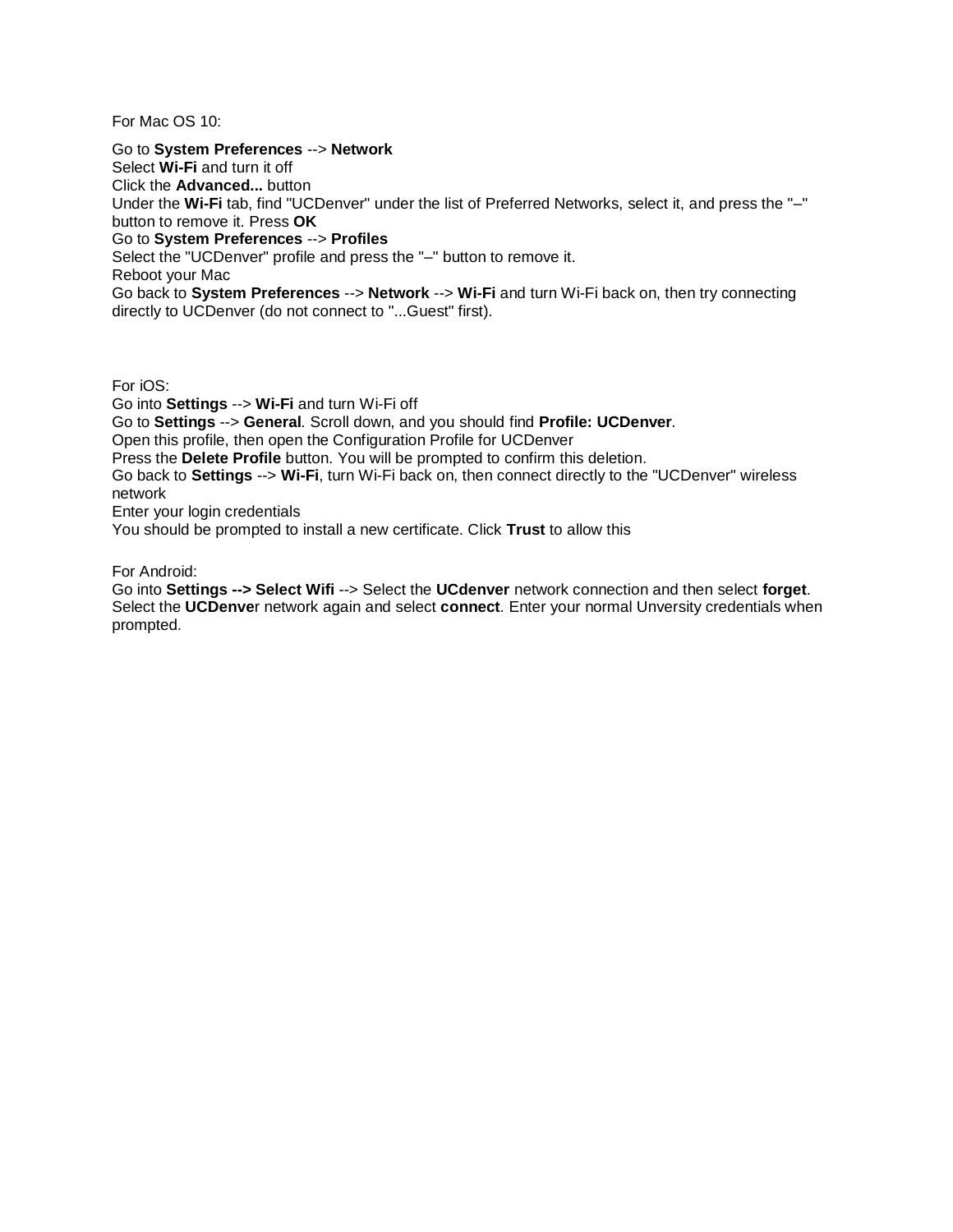For Mac OS 10:

Go to **System Preferences** --> **Network**
Select **Wi-Fi** and turn it off
Click the **Advanced...** button
Under the **Wi-Fi** tab, find "UCDenver" under the list of Preferred Networks, select it, and press the "–" button to remove it. Press **OK**
Go to **System Preferences** --> **Profiles**
Select the "UCDenver" profile and press the "–" button to remove it.
Reboot your Mac
Go back to **System Preferences** --> **Network** --> **Wi-Fi** and turn Wi-Fi back on, then try connecting directly to UCDenver (do not connect to "...Guest" first).

For iOS:
Go into **Settings** --> **Wi-Fi** and turn Wi-Fi off
Go to **Settings** --> **General**. Scroll down, and you should find **Profile: UCDenver**.
Open this profile, then open the Configuration Profile for UCDenver
Press the **Delete Profile** button. You will be prompted to confirm this deletion.
Go back to **Settings** --> **Wi-Fi**, turn Wi-Fi back on, then connect directly to the "UCDenver" wireless network
Enter your login credentials
You should be prompted to install a new certificate. Click **Trust** to allow this

For Android:
Go into **Settings --> Select Wifi** --> Select the **UCdenver** network connection and then select **forget**. Select the **UCDenve**r network again and select **connect**. Enter your normal Unversity credentials when prompted.